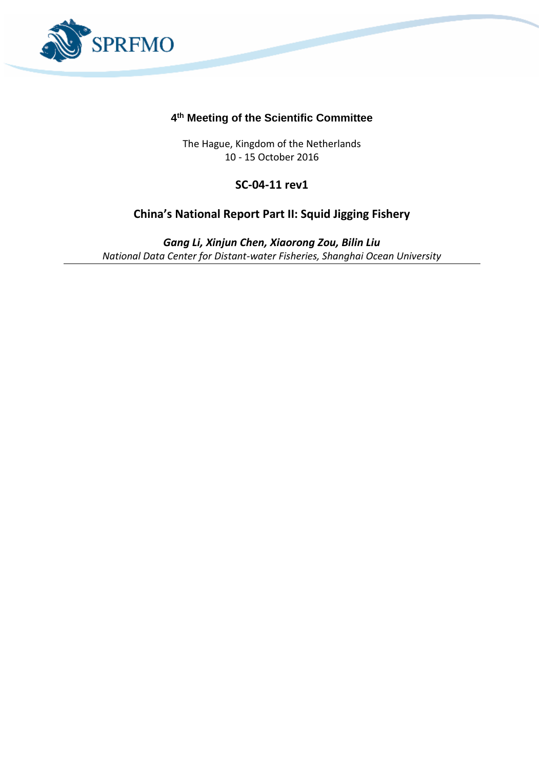# 4th Meeting of the Scientific Committee

The Hague, Kingdom of the Netherlands
10 - 15 October 2016

## SC-04-11 rev1

## China's National Report Part II: Squid Jigging Fishery

***Gang Li, Xinjun Chen, Xiaorong Zou, Bilin Liu***
*National Data Center for Distant-water Fisheries, Shanghai Ocean University*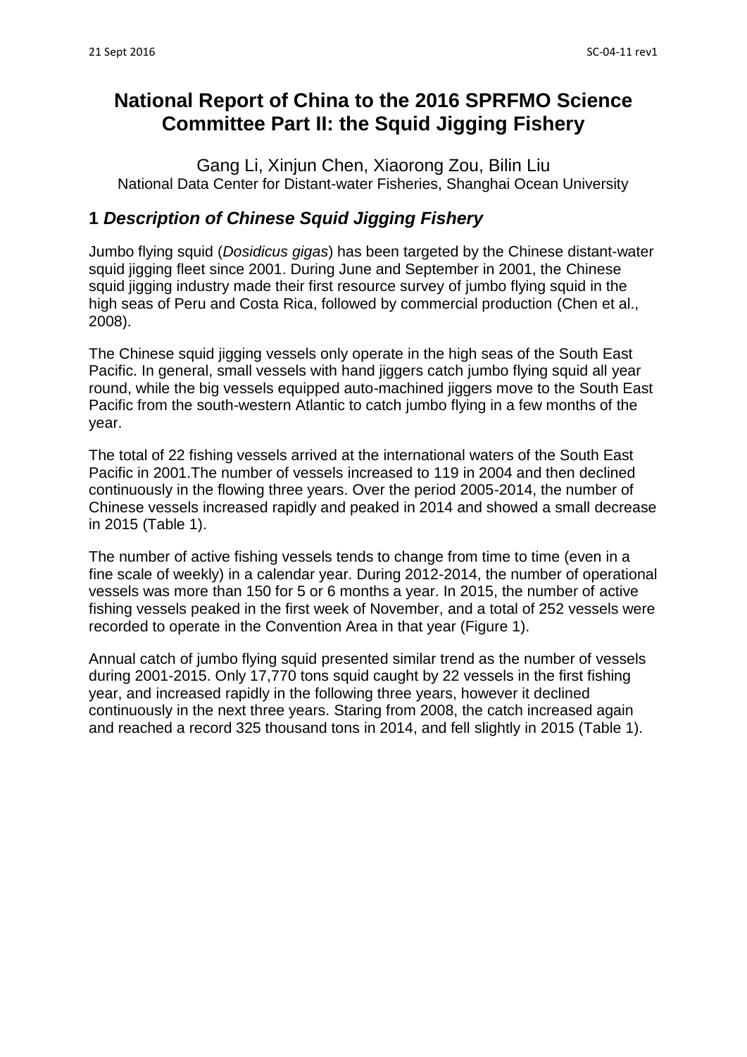# National Report of China to the 2016 SPRFMO Science Committee Part II: the Squid Jigging Fishery

Gang Li, Xinjun Chen, Xiaorong Zou, Bilin Liu
National Data Center for Distant-water Fisheries, Shanghai Ocean University

## 1 *Description of Chinese Squid Jigging Fishery*

Jumbo flying squid (*Dosidicus gigas*) has been targeted by the Chinese distant-water squid jigging fleet since 2001. During June and September in 2001, the Chinese squid jigging industry made their first resource survey of jumbo flying squid in the high seas of Peru and Costa Rica, followed by commercial production (Chen et al., 2008).

The Chinese squid jigging vessels only operate in the high seas of the South East Pacific. In general, small vessels with hand jiggers catch jumbo flying squid all year round, while the big vessels equipped auto-machined jiggers move to the South East Pacific from the south-western Atlantic to catch jumbo flying in a few months of the year.

The total of 22 fishing vessels arrived at the international waters of the South East Pacific in 2001.The number of vessels increased to 119 in 2004 and then declined continuously in the flowing three years. Over the period 2005-2014, the number of Chinese vessels increased rapidly and peaked in 2014 and showed a small decrease in 2015 (Table 1).

The number of active fishing vessels tends to change from time to time (even in a fine scale of weekly) in a calendar year. During 2012-2014, the number of operational vessels was more than 150 for 5 or 6 months a year. In 2015, the number of active fishing vessels peaked in the first week of November, and a total of 252 vessels were recorded to operate in the Convention Area in that year (Figure 1).

Annual catch of jumbo flying squid presented similar trend as the number of vessels during 2001-2015. Only 17,770 tons squid caught by 22 vessels in the first fishing year, and increased rapidly in the following three years, however it declined continuously in the next three years. Staring from 2008, the catch increased again and reached a record 325 thousand tons in 2014, and fell slightly in 2015 (Table 1).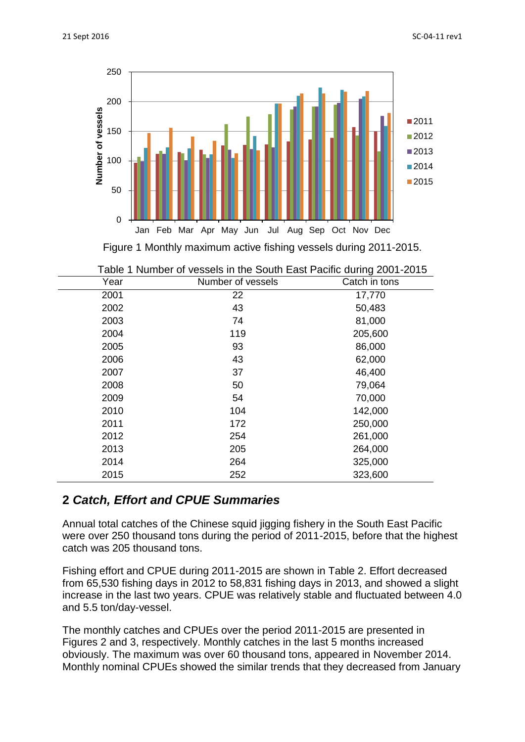Figure 1 Monthly maximum active fishing vessels during 2011-2015.

Table 1 Number of vessels in the South East Pacific during 2001-2015

| Year | Number of vessels | Catch in tons |
|---|---|---|
| 2001 | 22 | 17,770 |
| 2002 | 43 | 50,483 |
| 2003 | 74 | 81,000 |
| 2004 | 119 | 205,600 |
| 2005 | 93 | 86,000 |
| 2006 | 43 | 62,000 |
| 2007 | 37 | 46,400 |
| 2008 | 50 | 79,064 |
| 2009 | 54 | 70,000 |
| 2010 | 104 | 142,000 |
| 2011 | 172 | 250,000 |
| 2012 | 254 | 261,000 |
| 2013 | 205 | 264,000 |
| 2014 | 264 | 325,000 |
| 2015 | 252 | 323,600 |

## 2 *Catch, Effort and CPUE Summaries*

Annual total catches of the Chinese squid jigging fishery in the South East Pacific were over 250 thousand tons during the period of 2011-2015, before that the highest catch was 205 thousand tons.

Fishing effort and CPUE during 2011-2015 are shown in Table 2. Effort decreased from 65,530 fishing days in 2012 to 58,831 fishing days in 2013, and showed a slight increase in the last two years. CPUE was relatively stable and fluctuated between 4.0 and 5.5 ton/day-vessel.

The monthly catches and CPUEs over the period 2011-2015 are presented in Figures 2 and 3, respectively. Monthly catches in the last 5 months increased obviously. The maximum was over 60 thousand tons, appeared in November 2014. Monthly nominal CPUEs showed the similar trends that they decreased from January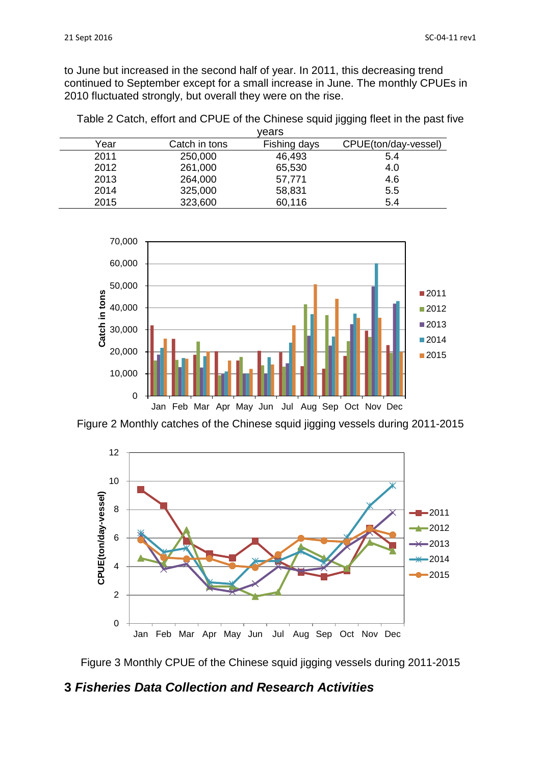to June but increased in the second half of year. In 2011, this decreasing trend continued to September except for a small increase in June. The monthly CPUEs in 2010 fluctuated strongly, but overall they were on the rise.

Table 2 Catch, effort and CPUE of the Chinese squid jigging fleet in the past five years

| Year | Catch in tons | Fishing days | CPUE(ton/day-vessel) |
|---|---|---|---|
| 2011 | 250,000 | 46,493 | 5.4 |
| 2012 | 261,000 | 65,530 | 4.0 |
| 2013 | 264,000 | 57,771 | 4.6 |
| 2014 | 325,000 | 58,831 | 5.5 |
| 2015 | 323,600 | 60,116 | 5.4 |

Figure 2 Monthly catches of the Chinese squid jigging vessels during 2011-2015

Figure 3 Monthly CPUE of the Chinese squid jigging vessels during 2011-2015

## 3 *Fisheries Data Collection and Research Activities*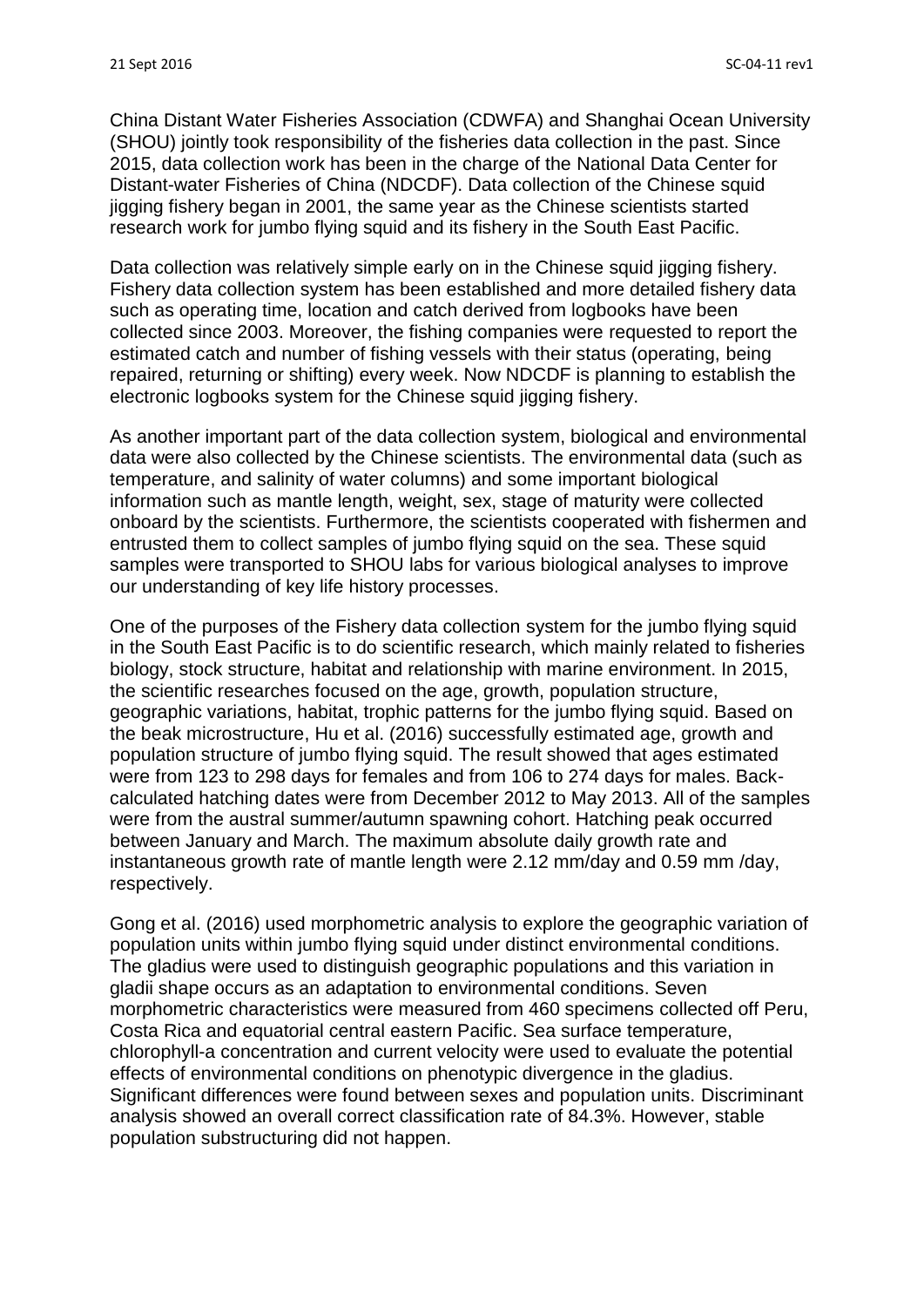China Distant Water Fisheries Association (CDWFA) and Shanghai Ocean University (SHOU) jointly took responsibility of the fisheries data collection in the past. Since 2015, data collection work has been in the charge of the National Data Center for Distant-water Fisheries of China (NDCDF). Data collection of the Chinese squid jigging fishery began in 2001, the same year as the Chinese scientists started research work for jumbo flying squid and its fishery in the South East Pacific.

Data collection was relatively simple early on in the Chinese squid jigging fishery. Fishery data collection system has been established and more detailed fishery data such as operating time, location and catch derived from logbooks have been collected since 2003. Moreover, the fishing companies were requested to report the estimated catch and number of fishing vessels with their status (operating, being repaired, returning or shifting) every week. Now NDCDF is planning to establish the electronic logbooks system for the Chinese squid jigging fishery.

As another important part of the data collection system, biological and environmental data were also collected by the Chinese scientists. The environmental data (such as temperature, and salinity of water columns) and some important biological information such as mantle length, weight, sex, stage of maturity were collected onboard by the scientists. Furthermore, the scientists cooperated with fishermen and entrusted them to collect samples of jumbo flying squid on the sea. These squid samples were transported to SHOU labs for various biological analyses to improve our understanding of key life history processes.

One of the purposes of the Fishery data collection system for the jumbo flying squid in the South East Pacific is to do scientific research, which mainly related to fisheries biology, stock structure, habitat and relationship with marine environment. In 2015, the scientific researches focused on the age, growth, population structure, geographic variations, habitat, trophic patterns for the jumbo flying squid. Based on the beak microstructure, Hu et al. (2016) successfully estimated age, growth and population structure of jumbo flying squid. The result showed that ages estimated were from 123 to 298 days for females and from 106 to 274 days for males. Back-calculated hatching dates were from December 2012 to May 2013. All of the samples were from the austral summer/autumn spawning cohort. Hatching peak occurred between January and March. The maximum absolute daily growth rate and instantaneous growth rate of mantle length were 2.12 mm/day and 0.59 mm /day, respectively.

Gong et al. (2016) used morphometric analysis to explore the geographic variation of population units within jumbo flying squid under distinct environmental conditions. The gladius were used to distinguish geographic populations and this variation in gladii shape occurs as an adaptation to environmental conditions. Seven morphometric characteristics were measured from 460 specimens collected off Peru, Costa Rica and equatorial central eastern Pacific. Sea surface temperature, chlorophyll-a concentration and current velocity were used to evaluate the potential effects of environmental conditions on phenotypic divergence in the gladius. Significant differences were found between sexes and population units. Discriminant analysis showed an overall correct classification rate of 84.3%. However, stable population substructuring did not happen.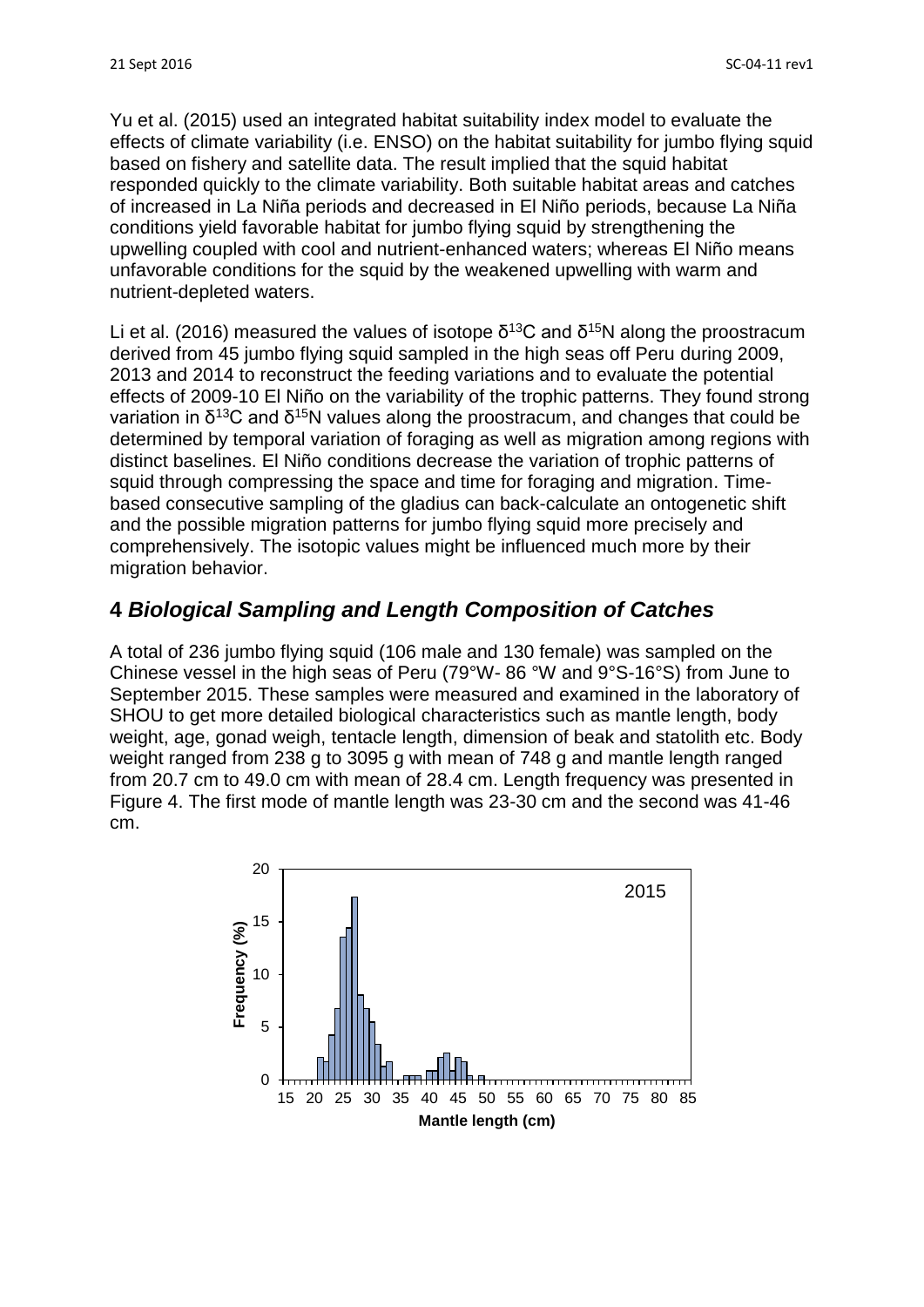Yu et al. (2015) used an integrated habitat suitability index model to evaluate the effects of climate variability (i.e. ENSO) on the habitat suitability for jumbo flying squid based on fishery and satellite data. The result implied that the squid habitat responded quickly to the climate variability. Both suitable habitat areas and catches of increased in La Niña periods and decreased in El Niño periods, because La Niña conditions yield favorable habitat for jumbo flying squid by strengthening the upwelling coupled with cool and nutrient-enhanced waters; whereas El Niño means unfavorable conditions for the squid by the weakened upwelling with warm and nutrient-depleted waters.

Li et al. (2016) measured the values of isotope $\delta^{13}C$ and $\delta^{15}N$ along the proostracum derived from 45 jumbo flying squid sampled in the high seas off Peru during 2009, 2013 and 2014 to reconstruct the feeding variations and to evaluate the potential effects of 2009-10 El Niño on the variability of the trophic patterns. They found strong variation in $\delta^{13}C$ and $\delta^{15}N$ values along the proostracum, and changes that could be determined by temporal variation of foraging as well as migration among regions with distinct baselines. El Niño conditions decrease the variation of trophic patterns of squid through compressing the space and time for foraging and migration. Time-based consecutive sampling of the gladius can back-calculate an ontogenetic shift and the possible migration patterns for jumbo flying squid more precisely and comprehensively. The isotopic values might be influenced much more by their migration behavior.

## 4 *Biological Sampling and Length Composition of Catches*

A total of 236 jumbo flying squid (106 male and 130 female) was sampled on the Chinese vessel in the high seas of Peru (79°W- 86 °W and 9°S-16°S) from June to September 2015. These samples were measured and examined in the laboratory of SHOU to get more detailed biological characteristics such as mantle length, body weight, age, gonad weigh, tentacle length, dimension of beak and statolith etc. Body weight ranged from 238 g to 3095 g with mean of 748 g and mantle length ranged from 20.7 cm to 49.0 cm with mean of 28.4 cm. Length frequency was presented in Figure 4. The first mode of mantle length was 23-30 cm and the second was 41-46 cm.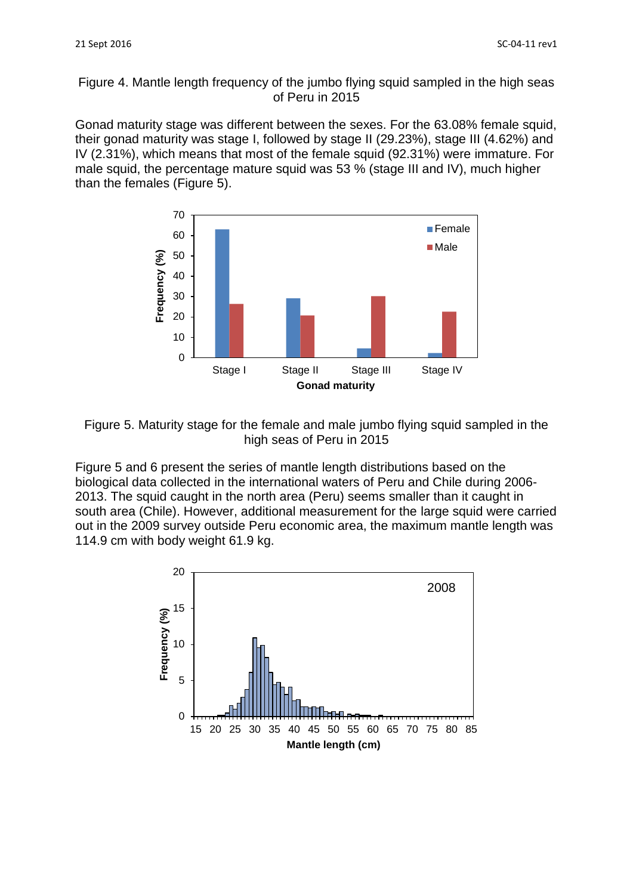Figure 4. Mantle length frequency of the jumbo flying squid sampled in the high seas of Peru in 2015

Gonad maturity stage was different between the sexes. For the 63.08% female squid, their gonad maturity was stage I, followed by stage II (29.23%), stage III (4.62%) and IV (2.31%), which means that most of the female squid (92.31%) were immature. For male squid, the percentage mature squid was 53 % (stage III and IV), much higher than the females (Figure 5).

Figure 5. Maturity stage for the female and male jumbo flying squid sampled in the high seas of Peru in 2015

Figure 5 and 6 present the series of mantle length distributions based on the biological data collected in the international waters of Peru and Chile during 2006-2013. The squid caught in the north area (Peru) seems smaller than it caught in south area (Chile). However, additional measurement for the large squid were carried out in the 2009 survey outside Peru economic area, the maximum mantle length was 114.9 cm with body weight 61.9 kg.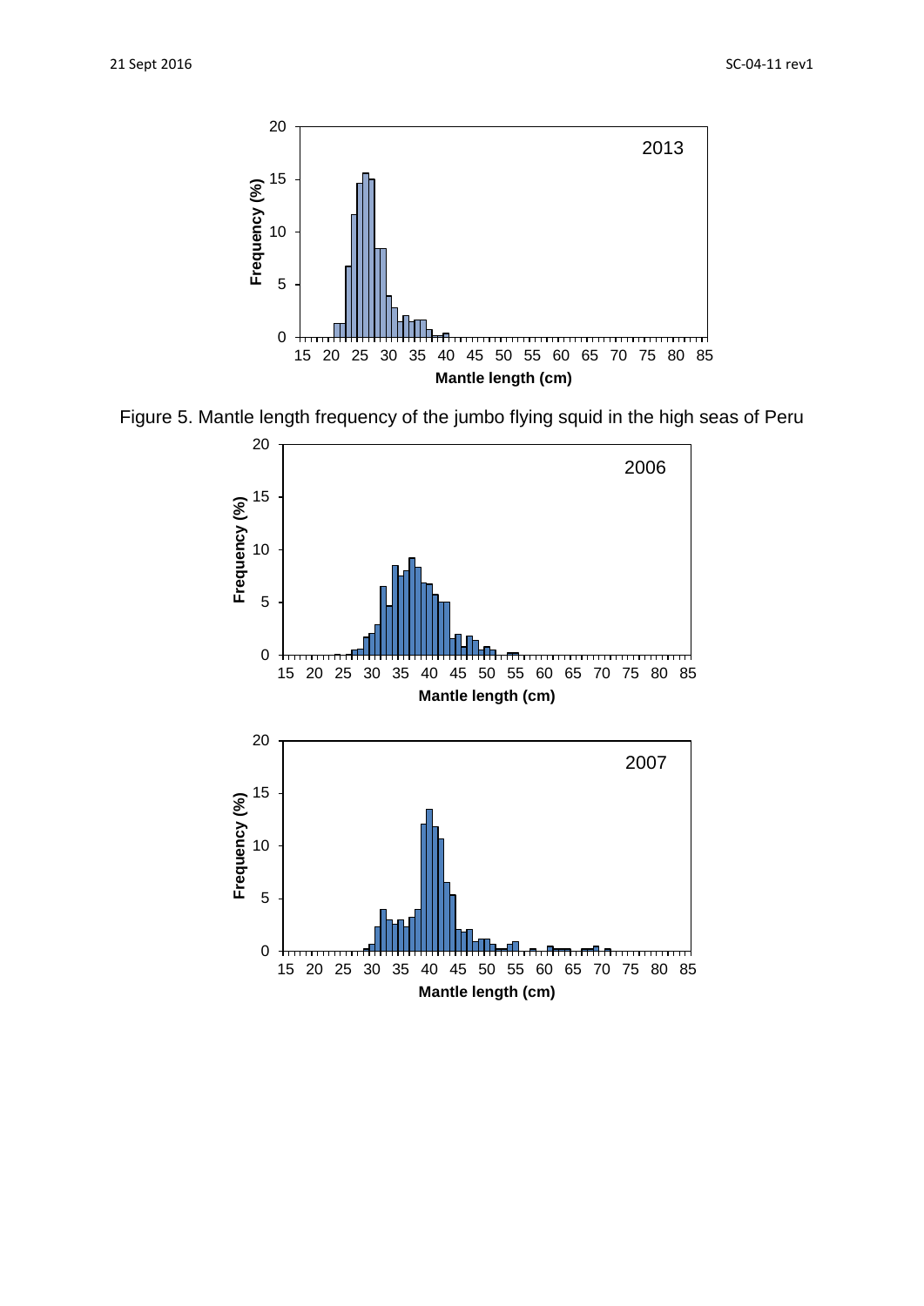Figure 5. Mantle length frequency of the jumbo flying squid in the high seas of Peru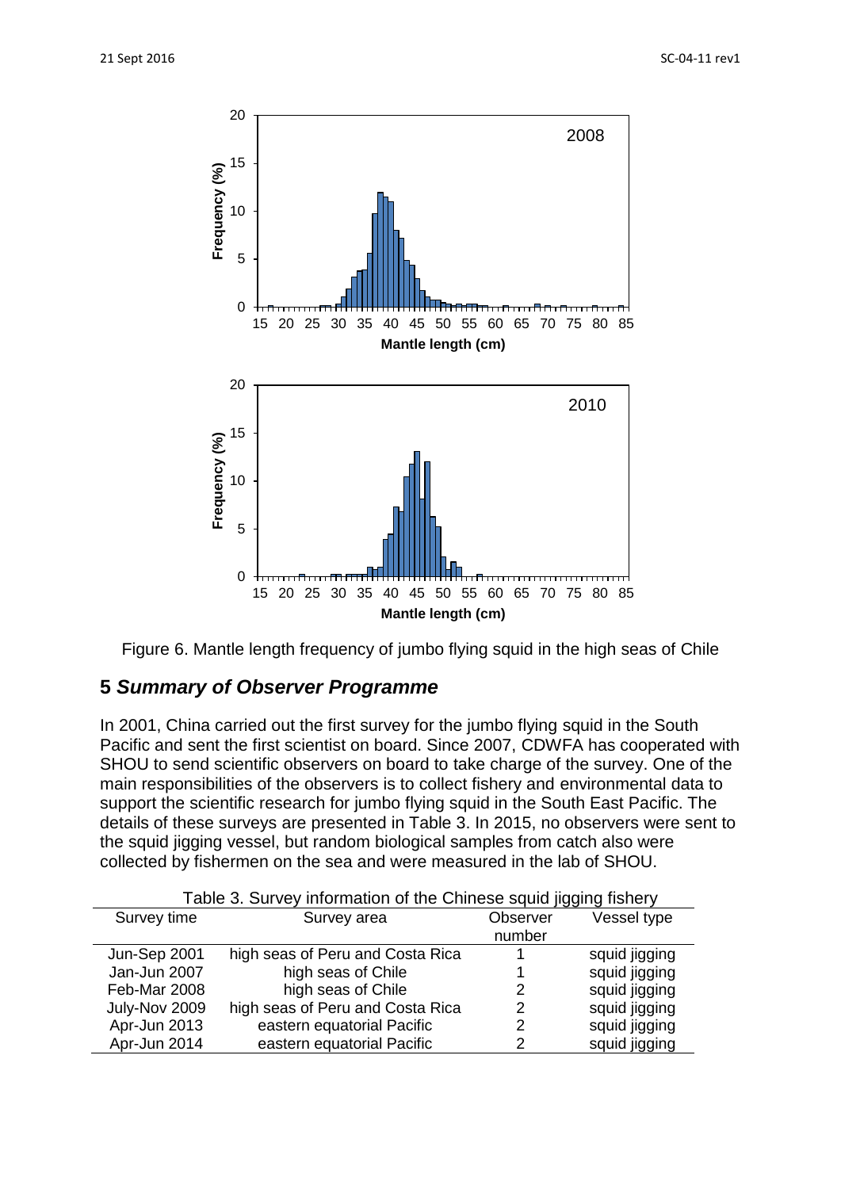Figure 6. Mantle length frequency of jumbo flying squid in the high seas of Chile

## 5 *Summary of Observer Programme*

In 2001, China carried out the first survey for the jumbo flying squid in the South Pacific and sent the first scientist on board. Since 2007, CDWFA has cooperated with SHOU to send scientific observers on board to take charge of the survey. One of the main responsibilities of the observers is to collect fishery and environmental data to support the scientific research for jumbo flying squid in the South East Pacific. The details of these surveys are presented in Table 3. In 2015, no observers were sent to the squid jigging vessel, but random biological samples from catch also were collected by fishermen on the sea and were measured in the lab of SHOU.

Table 3. Survey information of the Chinese squid jigging fishery

| Survey time | Survey area | Observer number | Vessel type |
|---|---|---|---|
| Jun-Sep 2001 | high seas of Peru and Costa Rica | 1 | squid jigging |
| Jan-Jun 2007 | high seas of Chile | 1 | squid jigging |
| Feb-Mar 2008 | high seas of Chile | 2 | squid jigging |
| July-Nov 2009 | high seas of Peru and Costa Rica | 2 | squid jigging |
| Apr-Jun 2013 | eastern equatorial Pacific | 2 | squid jigging |
| Apr-Jun 2014 | eastern equatorial Pacific | 2 | squid jigging |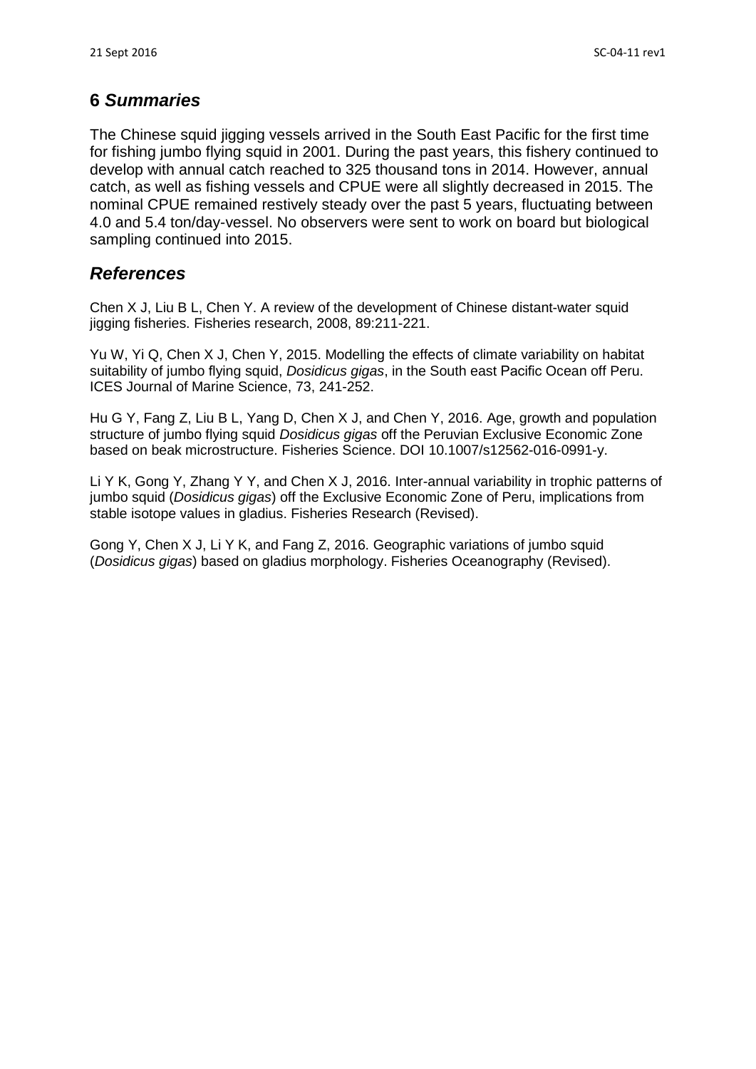## 6 *Summaries*

The Chinese squid jigging vessels arrived in the South East Pacific for the first time for fishing jumbo flying squid in 2001. During the past years, this fishery continued to develop with annual catch reached to 325 thousand tons in 2014. However, annual catch, as well as fishing vessels and CPUE were all slightly decreased in 2015. The nominal CPUE remained restively steady over the past 5 years, fluctuating between 4.0 and 5.4 ton/day-vessel. No observers were sent to work on board but biological sampling continued into 2015.

## *References*

Chen X J, Liu B L, Chen Y. A review of the development of Chinese distant-water squid jigging fisheries. Fisheries research, 2008, 89:211-221.

Yu W, Yi Q, Chen X J, Chen Y, 2015. Modelling the effects of climate variability on habitat suitability of jumbo flying squid, *Dosidicus gigas*, in the South east Pacific Ocean off Peru. ICES Journal of Marine Science, 73, 241-252.

Hu G Y, Fang Z, Liu B L, Yang D, Chen X J, and Chen Y, 2016. Age, growth and population structure of jumbo flying squid *Dosidicus gigas* off the Peruvian Exclusive Economic Zone based on beak microstructure. Fisheries Science. DOI 10.1007/s12562-016-0991-y.

Li Y K, Gong Y, Zhang Y Y, and Chen X J, 2016. Inter-annual variability in trophic patterns of jumbo squid (*Dosidicus gigas*) off the Exclusive Economic Zone of Peru, implications from stable isotope values in gladius. Fisheries Research (Revised).

Gong Y, Chen X J, Li Y K, and Fang Z, 2016. Geographic variations of jumbo squid (*Dosidicus gigas*) based on gladius morphology. Fisheries Oceanography (Revised).